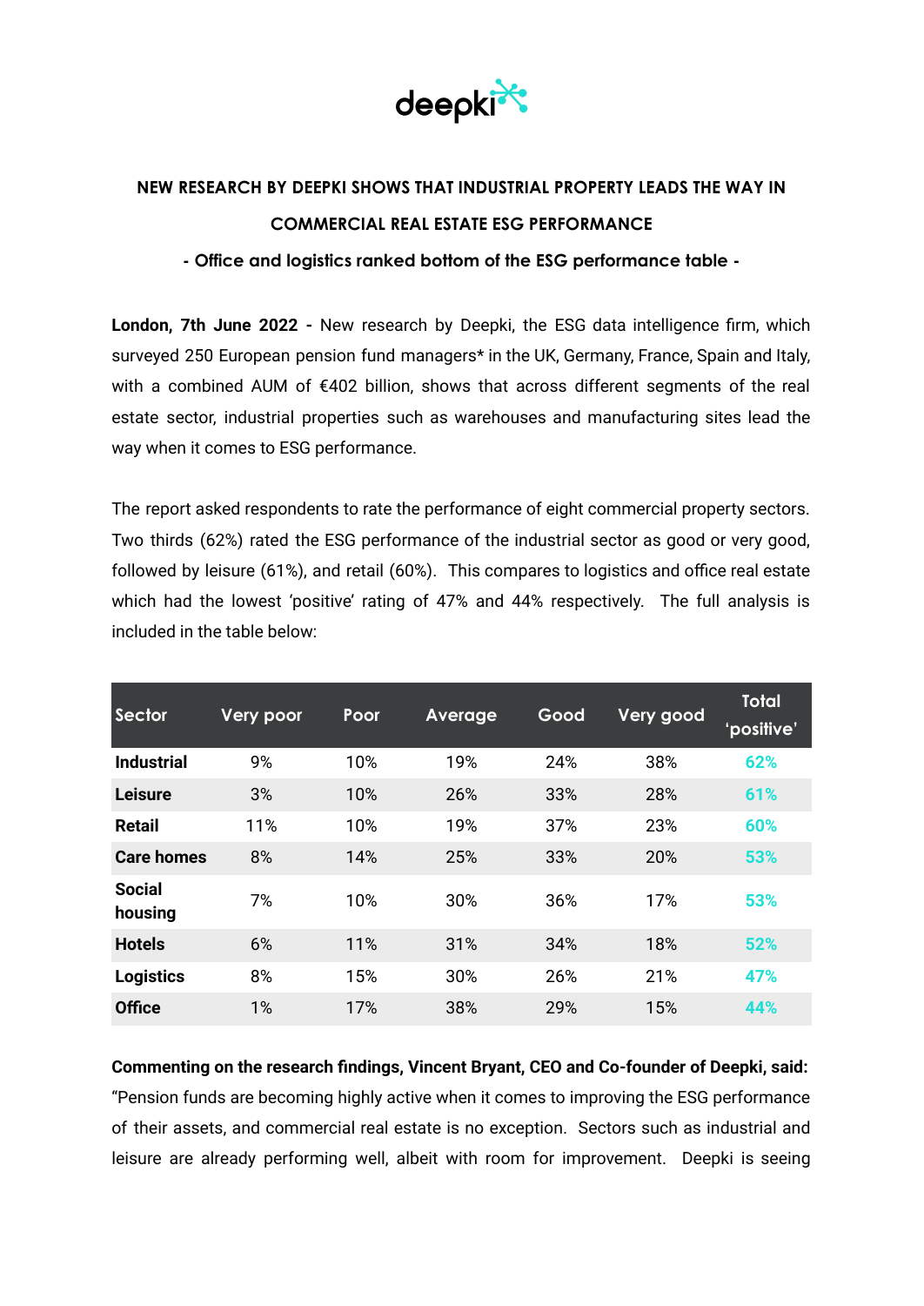deepki

## NEW RESEARCH BY DEEPKI SHOWS THAT INDUSTRIAL PROPERTY LEADS THE WAY IN COMMERCIAL REAL ESTATE ESG PERFORMANCE

### - Office and logistics ranked bottom of the ESG performance table -

**London, 7th June 2022 -** New research by Deepki, the ESG data intelligence firm, which surveyed 250 European pension fund managers* in the UK, Germany, France, Spain and Italy, with a combined AUM of €402 billion, shows that across different segments of the real estate sector, industrial properties such as warehouses and manufacturing sites lead the way when it comes to ESG performance.

The report asked respondents to rate the performance of eight commercial property sectors. Two thirds (62%) rated the ESG performance of the industrial sector as good or very good, followed by leisure (61%), and retail (60%). This compares to logistics and office real estate which had the lowest 'positive' rating of 47% and 44% respectively. The full analysis is included in the table below:

| Sector | Very poor | Poor | Average | Good | Very good | Total 'positive' |
|---|---|---|---|---|---|---|
| **Industrial** | 9% | 10% | 19% | 24% | 38% | 62% |
| **Leisure** | 3% | 10% | 26% | 33% | 28% | 61% |
| **Retail** | 11% | 10% | 19% | 37% | 23% | 60% |
| **Care homes** | 8% | 14% | 25% | 33% | 20% | 53% |
| **Social housing** | 7% | 10% | 30% | 36% | 17% | 53% |
| **Hotels** | 6% | 11% | 31% | 34% | 18% | 52% |
| **Logistics** | 8% | 15% | 30% | 26% | 21% | 47% |
| **Office** | 1% | 17% | 38% | 29% | 15% | 44% |

**Commenting on the research findings, Vincent Bryant, CEO and Co-founder of Deepki, said:** "Pension funds are becoming highly active when it comes to improving the ESG performance of their assets, and commercial real estate is no exception. Sectors such as industrial and leisure are already performing well, albeit with room for improvement. Deepki is seeing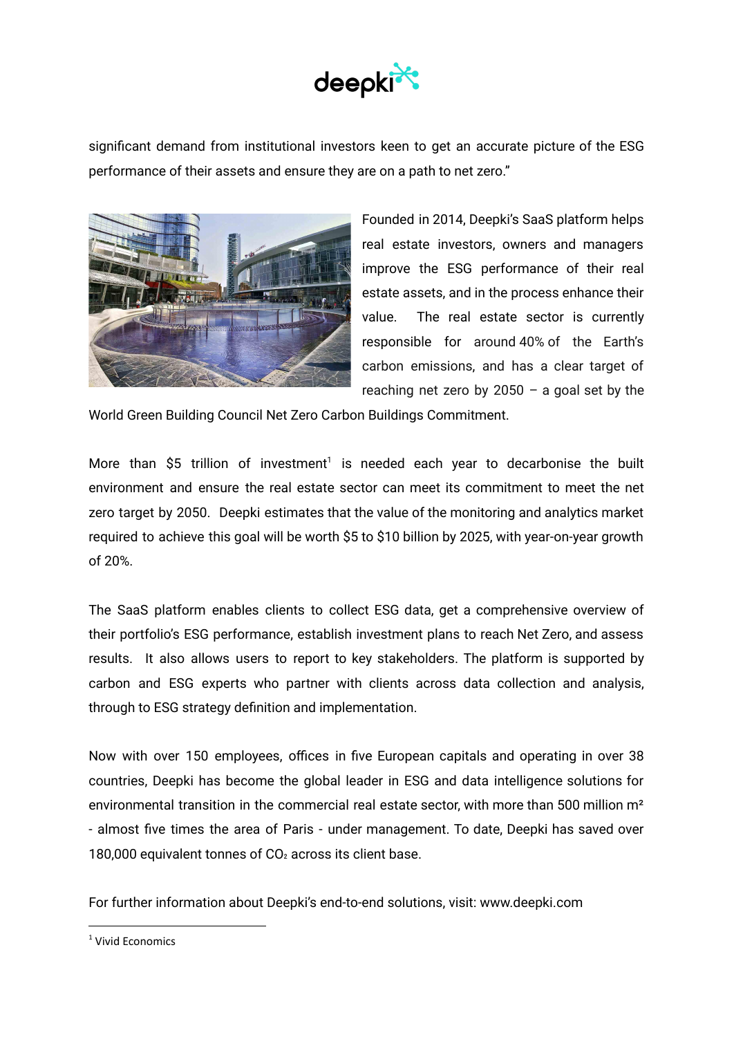significant demand from institutional investors keen to get an accurate picture of the ESG performance of their assets and ensure they are on a path to net zero."

Founded in 2014, Deepki's SaaS platform helps real estate investors, owners and managers improve the ESG performance of their real estate assets, and in the process enhance their value. The real estate sector is currently responsible for around 40% of the Earth's carbon emissions, and has a clear target of reaching net zero by 2050 – a goal set by the World Green Building Council Net Zero Carbon Buildings Commitment.

More than $5 trillion of investment[1] is needed each year to decarbonise the built environment and ensure the real estate sector can meet its commitment to meet the net zero target by 2050. Deepki estimates that the value of the monitoring and analytics market required to achieve this goal will be worth $5 to $10 billion by 2025, with year-on-year growth of 20%.

The SaaS platform enables clients to collect ESG data, get a comprehensive overview of their portfolio's ESG performance, establish investment plans to reach Net Zero, and assess results. It also allows users to report to key stakeholders. The platform is supported by carbon and ESG experts who partner with clients across data collection and analysis, through to ESG strategy definition and implementation.

Now with over 150 employees, offices in five European capitals and operating in over 38 countries, Deepki has become the global leader in ESG and data intelligence solutions for environmental transition in the commercial real estate sector, with more than 500 million m² - almost five times the area of Paris - under management. To date, Deepki has saved over 180,000 equivalent tonnes of $CO_2$ across its client base.

For further information about Deepki's end-to-end solutions, visit: www.deepki.com

[1] Vivid Economics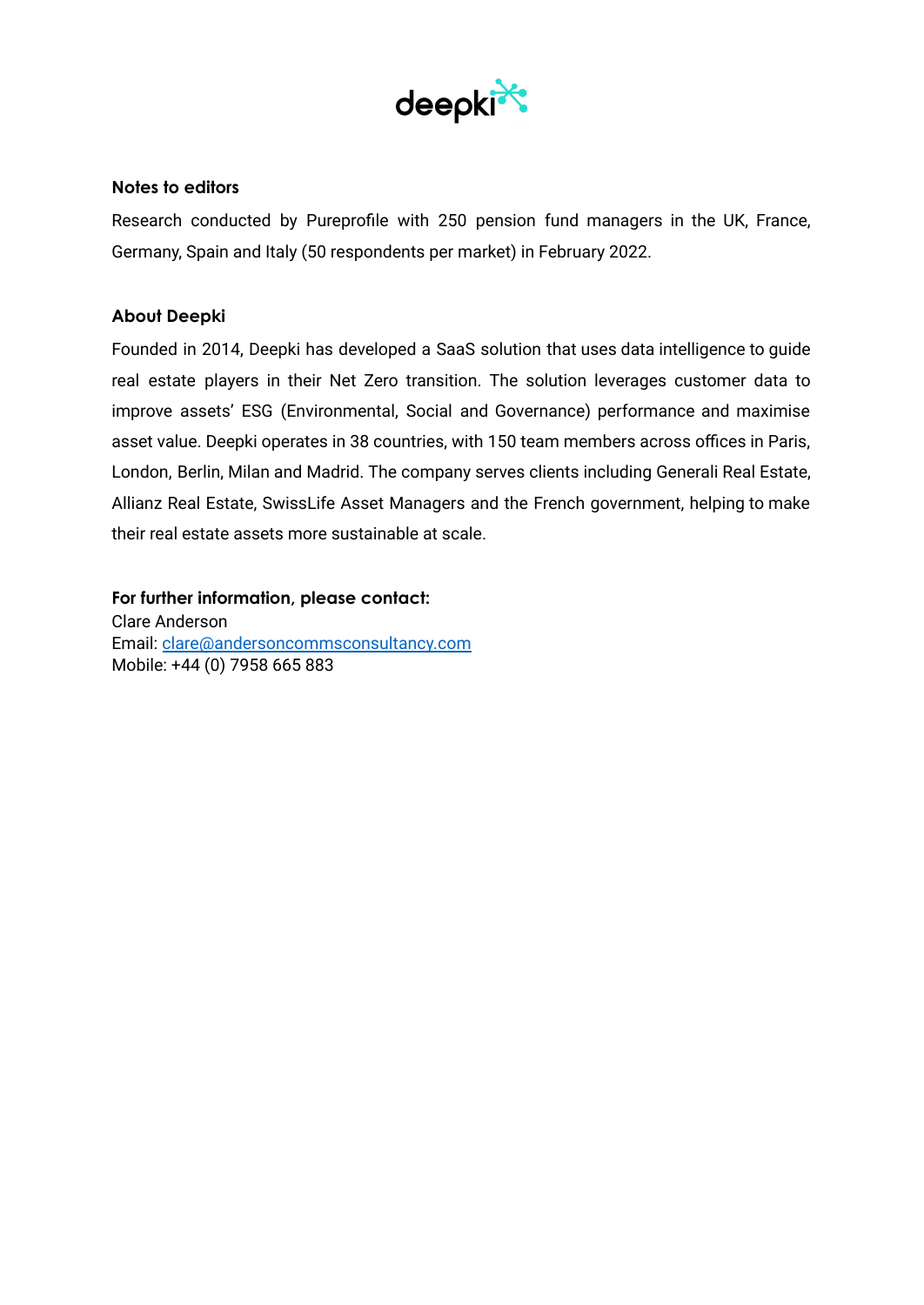**Notes to editors**

Research conducted by Pureprofile with 250 pension fund managers in the UK, France, Germany, Spain and Italy (50 respondents per market) in February 2022.

**About Deepki**

Founded in 2014, Deepki has developed a SaaS solution that uses data intelligence to guide real estate players in their Net Zero transition. The solution leverages customer data to improve assets' ESG (Environmental, Social and Governance) performance and maximise asset value. Deepki operates in 38 countries, with 150 team members across offices in Paris, London, Berlin, Milan and Madrid. The company serves clients including Generali Real Estate, Allianz Real Estate, SwissLife Asset Managers and the French government, helping to make their real estate assets more sustainable at scale.

**For further information, please contact:**
Clare Anderson
Email: clare@andersoncommsconsultancy.com
Mobile: +44 (0) 7958 665 883